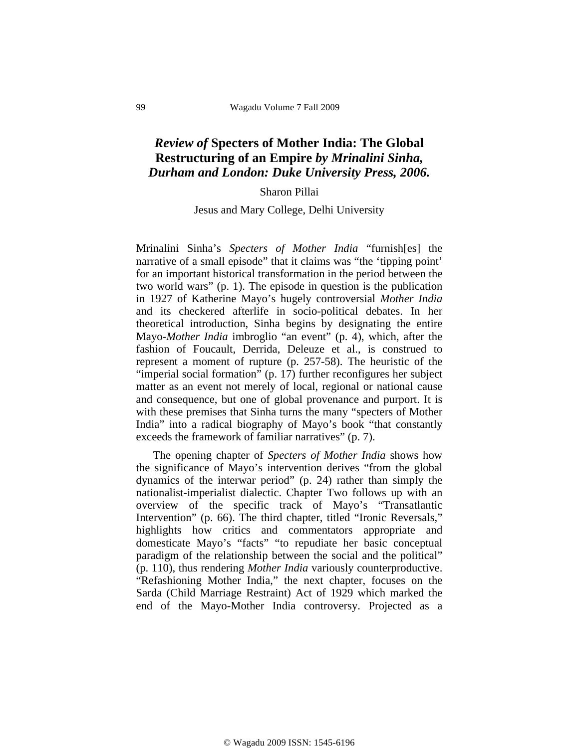# *Review of* Specters of Mother India: The Global Restructuring of an Empire *by Mrinalini Sinha, Durham and London: Duke University Press, 2006.*

Sharon Pillai

Jesus and Mary College, Delhi University

Mrinalini Sinha's *Specters of Mother India* "furnish[es] the narrative of a small episode" that it claims was "the 'tipping point' for an important historical transformation in the period between the two world wars" (p. 1). The episode in question is the publication in 1927 of Katherine Mayo's hugely controversial *Mother India* and its checkered afterlife in socio-political debates. In her theoretical introduction, Sinha begins by designating the entire Mayo-*Mother India* imbroglio "an event" (p. 4), which, after the fashion of Foucault, Derrida, Deleuze et al., is construed to represent a moment of rupture (p. 257-58). The heuristic of the "imperial social formation" (p. 17) further reconfigures her subject matter as an event not merely of local, regional or national cause and consequence, but one of global provenance and purport. It is with these premises that Sinha turns the many "specters of Mother India" into a radical biography of Mayo's book "that constantly exceeds the framework of familiar narratives" (p. 7).

The opening chapter of *Specters of Mother India* shows how the significance of Mayo's intervention derives "from the global dynamics of the interwar period" (p. 24) rather than simply the nationalist-imperialist dialectic. Chapter Two follows up with an overview of the specific track of Mayo's "Transatlantic Intervention" (p. 66). The third chapter, titled "Ironic Reversals," highlights how critics and commentators appropriate and domesticate Mayo's "facts" "to repudiate her basic conceptual paradigm of the relationship between the social and the political" (p. 110), thus rendering *Mother India* variously counterproductive. "Refashioning Mother India," the next chapter, focuses on the Sarda (Child Marriage Restraint) Act of 1929 which marked the end of the Mayo-Mother India controversy. Projected as a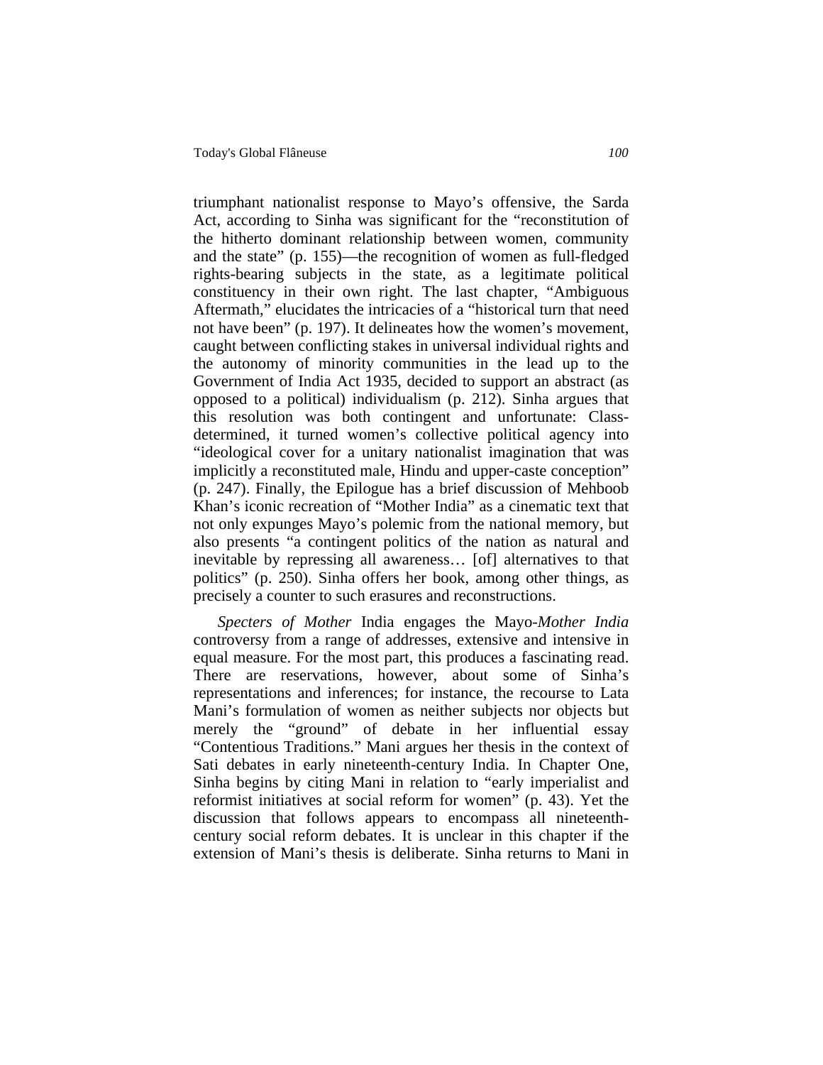triumphant nationalist response to Mayo's offensive, the Sarda Act, according to Sinha was significant for the "reconstitution of the hitherto dominant relationship between women, community and the state" (p. 155)—the recognition of women as full-fledged rights-bearing subjects in the state, as a legitimate political constituency in their own right. The last chapter, "Ambiguous Aftermath," elucidates the intricacies of a "historical turn that need not have been" (p. 197). It delineates how the women's movement, caught between conflicting stakes in universal individual rights and the autonomy of minority communities in the lead up to the Government of India Act 1935, decided to support an abstract (as opposed to a political) individualism (p. 212). Sinha argues that this resolution was both contingent and unfortunate: Class-determined, it turned women's collective political agency into "ideological cover for a unitary nationalist imagination that was implicitly a reconstituted male, Hindu and upper-caste conception" (p. 247). Finally, the Epilogue has a brief discussion of Mehboob Khan's iconic recreation of "Mother India" as a cinematic text that not only expunges Mayo's polemic from the national memory, but also presents "a contingent politics of the nation as natural and inevitable by repressing all awareness… [of] alternatives to that politics" (p. 250). Sinha offers her book, among other things, as precisely a counter to such erasures and reconstructions.

*Specters of Mother* India engages the Mayo-*Mother India* controversy from a range of addresses, extensive and intensive in equal measure. For the most part, this produces a fascinating read. There are reservations, however, about some of Sinha's representations and inferences; for instance, the recourse to Lata Mani's formulation of women as neither subjects nor objects but merely the "ground" of debate in her influential essay "Contentious Traditions." Mani argues her thesis in the context of Sati debates in early nineteenth-century India. In Chapter One, Sinha begins by citing Mani in relation to "early imperialist and reformist initiatives at social reform for women" (p. 43). Yet the discussion that follows appears to encompass all nineteenth-century social reform debates. It is unclear in this chapter if the extension of Mani's thesis is deliberate. Sinha returns to Mani in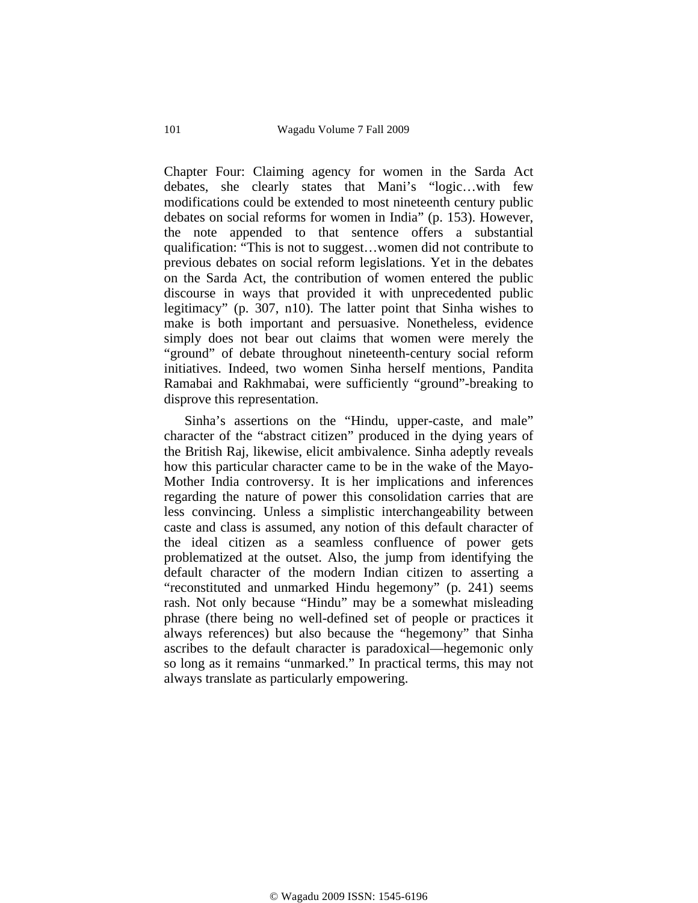Chapter Four: Claiming agency for women in the Sarda Act debates, she clearly states that Mani's "logic…with few modifications could be extended to most nineteenth century public debates on social reforms for women in India" (p. 153). However, the note appended to that sentence offers a substantial qualification: "This is not to suggest…women did not contribute to previous debates on social reform legislations. Yet in the debates on the Sarda Act, the contribution of women entered the public discourse in ways that provided it with unprecedented public legitimacy" (p. 307, n10). The latter point that Sinha wishes to make is both important and persuasive. Nonetheless, evidence simply does not bear out claims that women were merely the "ground" of debate throughout nineteenth-century social reform initiatives. Indeed, two women Sinha herself mentions, Pandita Ramabai and Rakhmabai, were sufficiently "ground"-breaking to disprove this representation.

Sinha's assertions on the "Hindu, upper-caste, and male" character of the "abstract citizen" produced in the dying years of the British Raj, likewise, elicit ambivalence. Sinha adeptly reveals how this particular character came to be in the wake of the Mayo-Mother India controversy. It is her implications and inferences regarding the nature of power this consolidation carries that are less convincing. Unless a simplistic interchangeability between caste and class is assumed, any notion of this default character of the ideal citizen as a seamless confluence of power gets problematized at the outset. Also, the jump from identifying the default character of the modern Indian citizen to asserting a "reconstituted and unmarked Hindu hegemony" (p. 241) seems rash. Not only because "Hindu" may be a somewhat misleading phrase (there being no well-defined set of people or practices it always references) but also because the "hegemony" that Sinha ascribes to the default character is paradoxical—hegemonic only so long as it remains "unmarked." In practical terms, this may not always translate as particularly empowering.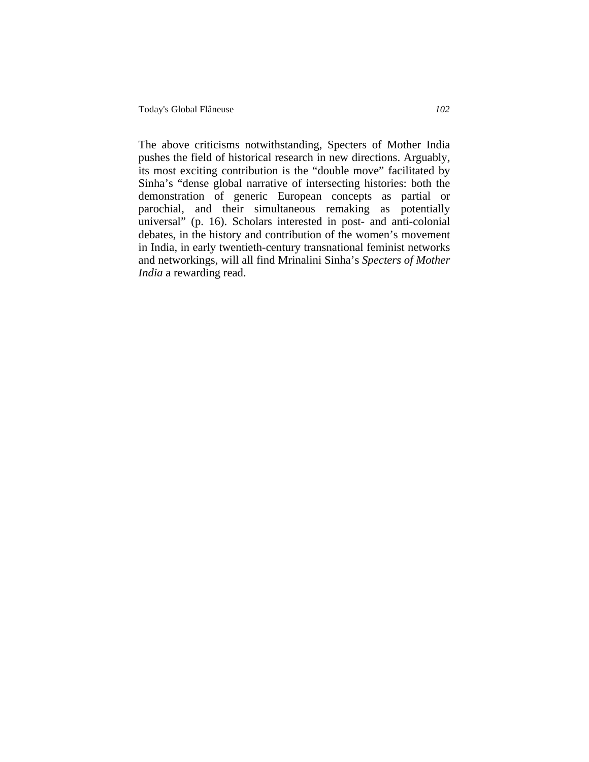The above criticisms notwithstanding, Specters of Mother India pushes the field of historical research in new directions. Arguably, its most exciting contribution is the "double move" facilitated by Sinha's "dense global narrative of intersecting histories: both the demonstration of generic European concepts as partial or parochial, and their simultaneous remaking as potentially universal" (p. 16). Scholars interested in post- and anti-colonial debates, in the history and contribution of the women's movement in India, in early twentieth-century transnational feminist networks and networkings, will all find Mrinalini Sinha's *Specters of Mother India* a rewarding read.